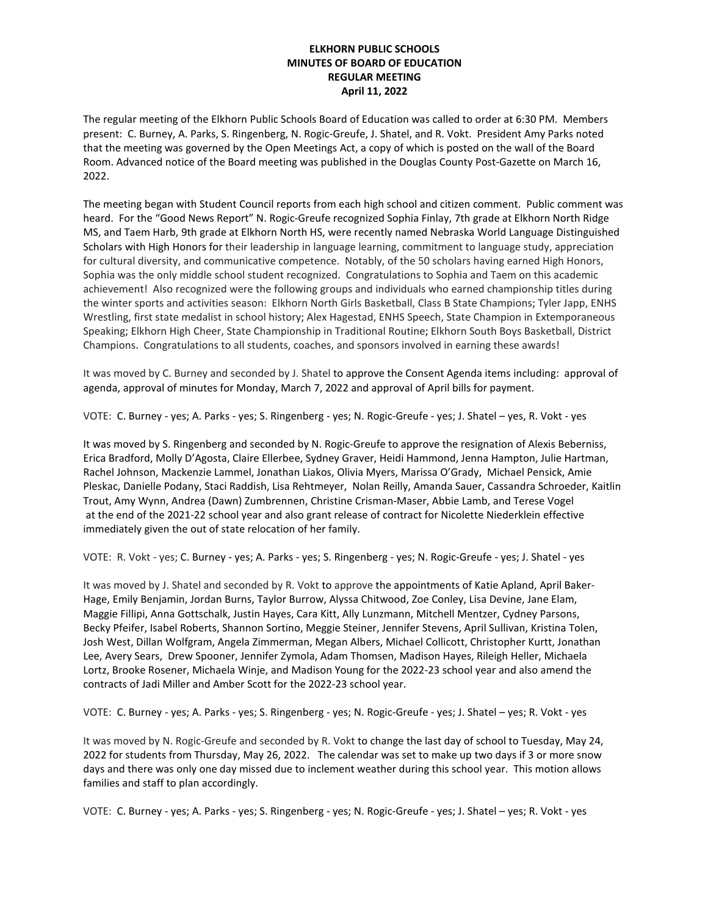**ELKHORN PUBLIC SCHOOLS**
**MINUTES OF BOARD OF EDUCATION**
**REGULAR MEETING**
**April 11, 2022**

The regular meeting of the Elkhorn Public Schools Board of Education was called to order at 6:30 PM. Members present: C. Burney, A. Parks, S. Ringenberg, N. Rogic-Greufe, J. Shatel, and R. Vokt. President Amy Parks noted that the meeting was governed by the Open Meetings Act, a copy of which is posted on the wall of the Board Room. Advanced notice of the Board meeting was published in the Douglas County Post-Gazette on March 16, 2022.

The meeting began with Student Council reports from each high school and citizen comment. Public comment was heard. For the "Good News Report" N. Rogic-Greufe recognized Sophia Finlay, 7th grade at Elkhorn North Ridge MS, and Taem Harb, 9th grade at Elkhorn North HS, were recently named Nebraska World Language Distinguished Scholars with High Honors for their leadership in language learning, commitment to language study, appreciation for cultural diversity, and communicative competence. Notably, of the 50 scholars having earned High Honors, Sophia was the only middle school student recognized. Congratulations to Sophia and Taem on this academic achievement! Also recognized were the following groups and individuals who earned championship titles during the winter sports and activities season: Elkhorn North Girls Basketball, Class B State Champions; Tyler Japp, ENHS Wrestling, first state medalist in school history; Alex Hagestad, ENHS Speech, State Champion in Extemporaneous Speaking; Elkhorn High Cheer, State Championship in Traditional Routine; Elkhorn South Boys Basketball, District Champions. Congratulations to all students, coaches, and sponsors involved in earning these awards!

It was moved by C. Burney and seconded by J. Shatel to approve the Consent Agenda items including: approval of agenda, approval of minutes for Monday, March 7, 2022 and approval of April bills for payment.

VOTE: C. Burney - yes; A. Parks - yes; S. Ringenberg - yes; N. Rogic-Greufe - yes; J. Shatel – yes, R. Vokt - yes

It was moved by S. Ringenberg and seconded by N. Rogic-Greufe to approve the resignation of Alexis Beberniss, Erica Bradford, Molly D'Agosta, Claire Ellerbee, Sydney Graver, Heidi Hammond, Jenna Hampton, Julie Hartman, Rachel Johnson, Mackenzie Lammel, Jonathan Liakos, Olivia Myers, Marissa O'Grady, Michael Pensick, Amie Pleskac, Danielle Podany, Staci Raddish, Lisa Rehtmeyer, Nolan Reilly, Amanda Sauer, Cassandra Schroeder, Kaitlin Trout, Amy Wynn, Andrea (Dawn) Zumbrennen, Christine Crisman-Maser, Abbie Lamb, and Terese Vogel at the end of the 2021-22 school year and also grant release of contract for Nicolette Niederklein effective immediately given the out of state relocation of her family.

VOTE: R. Vokt - yes; C. Burney - yes; A. Parks - yes; S. Ringenberg - yes; N. Rogic-Greufe - yes; J. Shatel - yes

It was moved by J. Shatel and seconded by R. Vokt to approve the appointments of Katie Apland, April Baker-Hage, Emily Benjamin, Jordan Burns, Taylor Burrow, Alyssa Chitwood, Zoe Conley, Lisa Devine, Jane Elam, Maggie Fillipi, Anna Gottschalk, Justin Hayes, Cara Kitt, Ally Lunzmann, Mitchell Mentzer, Cydney Parsons, Becky Pfeifer, Isabel Roberts, Shannon Sortino, Meggie Steiner, Jennifer Stevens, April Sullivan, Kristina Tolen, Josh West, Dillan Wolfgram, Angela Zimmerman, Megan Albers, Michael Collicott, Christopher Kurtt, Jonathan Lee, Avery Sears, Drew Spooner, Jennifer Zymola, Adam Thomsen, Madison Hayes, Rileigh Heller, Michaela Lortz, Brooke Rosener, Michaela Winje, and Madison Young for the 2022-23 school year and also amend the contracts of Jadi Miller and Amber Scott for the 2022-23 school year.

VOTE: C. Burney - yes; A. Parks - yes; S. Ringenberg - yes; N. Rogic-Greufe - yes; J. Shatel – yes; R. Vokt - yes

It was moved by N. Rogic-Greufe and seconded by R. Vokt to change the last day of school to Tuesday, May 24, 2022 for students from Thursday, May 26, 2022. The calendar was set to make up two days if 3 or more snow days and there was only one day missed due to inclement weather during this school year. This motion allows families and staff to plan accordingly.

VOTE: C. Burney - yes; A. Parks - yes; S. Ringenberg - yes; N. Rogic-Greufe - yes; J. Shatel – yes; R. Vokt - yes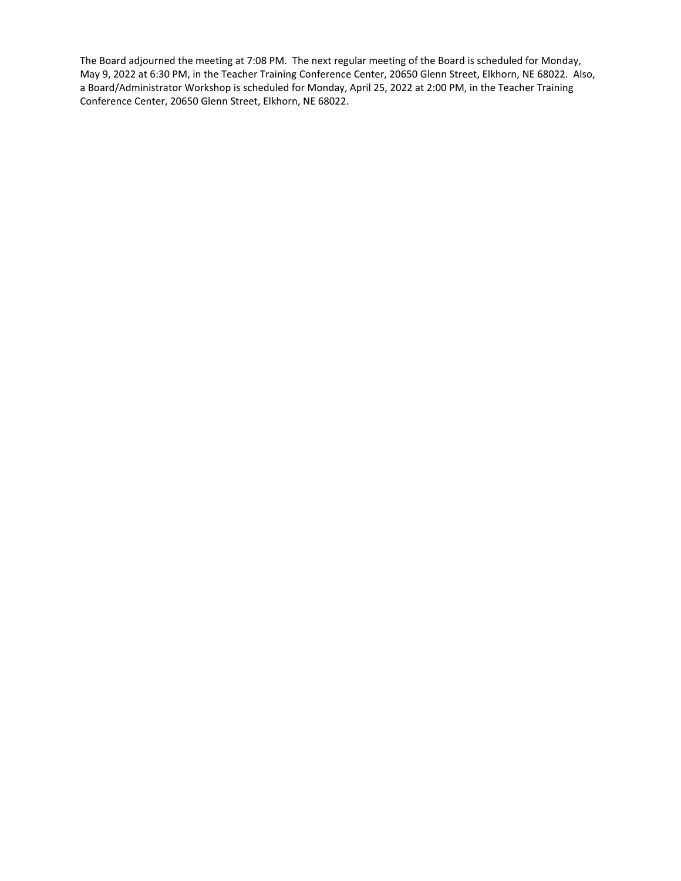The Board adjourned the meeting at 7:08 PM. The next regular meeting of the Board is scheduled for Monday, May 9, 2022 at 6:30 PM, in the Teacher Training Conference Center, 20650 Glenn Street, Elkhorn, NE 68022. Also, a Board/Administrator Workshop is scheduled for Monday, April 25, 2022 at 2:00 PM, in the Teacher Training Conference Center, 20650 Glenn Street, Elkhorn, NE 68022.